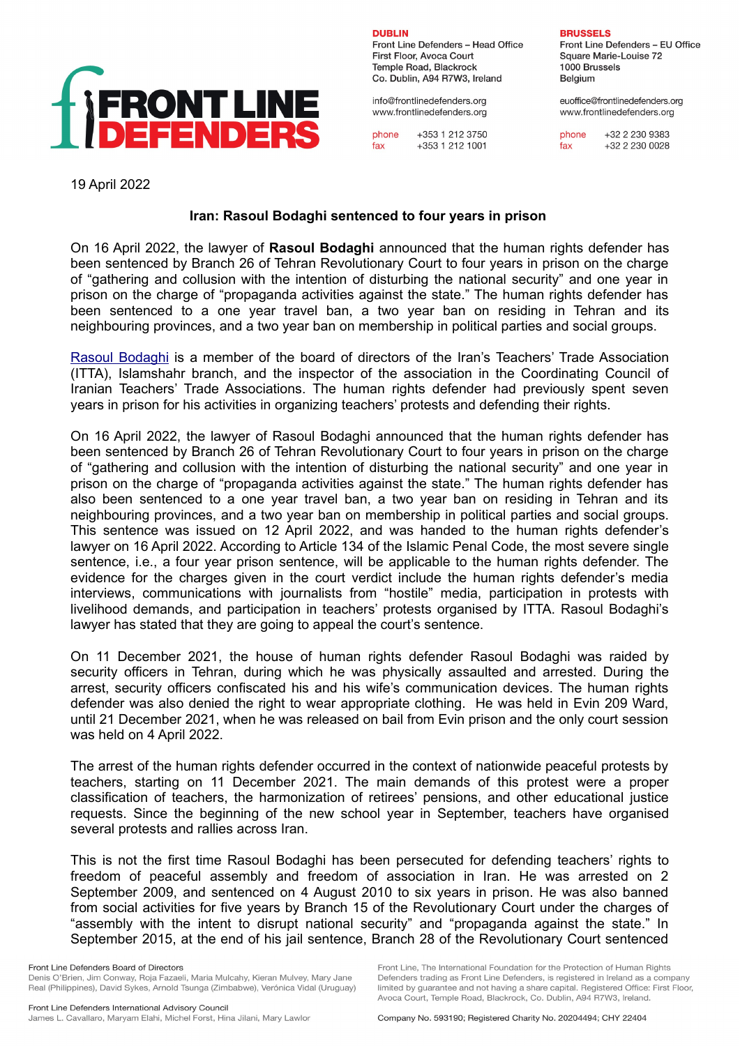**DUBLIN**
Front Line Defenders – Head Office
First Floor, Avoca Court
Temple Road, Blackrock
Co. Dublin, A94 R7W3, Ireland

info@frontlinedefenders.org
www.frontlinedefenders.org

phone +353 1 212 3750
fax +353 1 212 1001

**BRUSSELS**
Front Line Defenders – EU Office
Square Marie-Louise 72
1000 Brussels
Belgium

euoffice@frontlinedefenders.org
www.frontlinedefenders.org

phone +32 2 230 9383
fax +32 2 230 0028

19 April 2022

**Iran: Rasoul Bodaghi sentenced to four years in prison**

On 16 April 2022, the lawyer of **Rasoul Bodaghi** announced that the human rights defender has been sentenced by Branch 26 of Tehran Revolutionary Court to four years in prison on the charge of "gathering and collusion with the intention of disturbing the national security" and one year in prison on the charge of "propaganda activities against the state." The human rights defender has been sentenced to a one year travel ban, a two year ban on residing in Tehran and its neighbouring provinces, and a two year ban on membership in political parties and social groups.

Rasoul Bodaghi is a member of the board of directors of the Iran's Teachers' Trade Association (ITTA), Islamshahr branch, and the inspector of the association in the Coordinating Council of Iranian Teachers' Trade Associations. The human rights defender had previously spent seven years in prison for his activities in organizing teachers' protests and defending their rights.

On 16 April 2022, the lawyer of Rasoul Bodaghi announced that the human rights defender has been sentenced by Branch 26 of Tehran Revolutionary Court to four years in prison on the charge of "gathering and collusion with the intention of disturbing the national security" and one year in prison on the charge of "propaganda activities against the state." The human rights defender has also been sentenced to a one year travel ban, a two year ban on residing in Tehran and its neighbouring provinces, and a two year ban on membership in political parties and social groups. This sentence was issued on 12 April 2022, and was handed to the human rights defender's lawyer on 16 April 2022. According to Article 134 of the Islamic Penal Code, the most severe single sentence, i.e., a four year prison sentence, will be applicable to the human rights defender. The evidence for the charges given in the court verdict include the human rights defender's media interviews, communications with journalists from "hostile" media, participation in protests with livelihood demands, and participation in teachers' protests organised by ITTA. Rasoul Bodaghi's lawyer has stated that they are going to appeal the court's sentence.

On 11 December 2021, the house of human rights defender Rasoul Bodaghi was raided by security officers in Tehran, during which he was physically assaulted and arrested. During the arrest, security officers confiscated his and his wife's communication devices. The human rights defender was also denied the right to wear appropriate clothing. He was held in Evin 209 Ward, until 21 December 2021, when he was released on bail from Evin prison and the only court session was held on 4 April 2022.

The arrest of the human rights defender occurred in the context of nationwide peaceful protests by teachers, starting on 11 December 2021. The main demands of this protest were a proper classification of teachers, the harmonization of retirees' pensions, and other educational justice requests. Since the beginning of the new school year in September, teachers have organised several protests and rallies across Iran.

This is not the first time Rasoul Bodaghi has been persecuted for defending teachers' rights to freedom of peaceful assembly and freedom of association in Iran. He was arrested on 2 September 2009, and sentenced on 4 August 2010 to six years in prison. He was also banned from social activities for five years by Branch 15 of the Revolutionary Court under the charges of "assembly with the intent to disrupt national security" and "propaganda against the state." In September 2015, at the end of his jail sentence, Branch 28 of the Revolutionary Court sentenced

Front Line Defenders Board of Directors
Denis O'Brien, Jim Conway, Roja Fazaeli, Maria Mulcahy, Kieran Mulvey, Mary Jane Real (Philippines), David Sykes, Arnold Tsunga (Zimbabwe), Verónica Vidal (Uruguay)

Front Line Defenders International Advisory Council
James L. Cavallaro, Maryam Elahi, Michel Forst, Hina Jilani, Mary Lawlor

Front Line, The International Foundation for the Protection of Human Rights Defenders trading as Front Line Defenders, is registered in Ireland as a company limited by guarantee and not having a share capital. Registered Office: First Floor, Avoca Court, Temple Road, Blackrock, Co. Dublin, A94 R7W3, Ireland.

Company No. 593190; Registered Charity No. 20204494; CHY 22404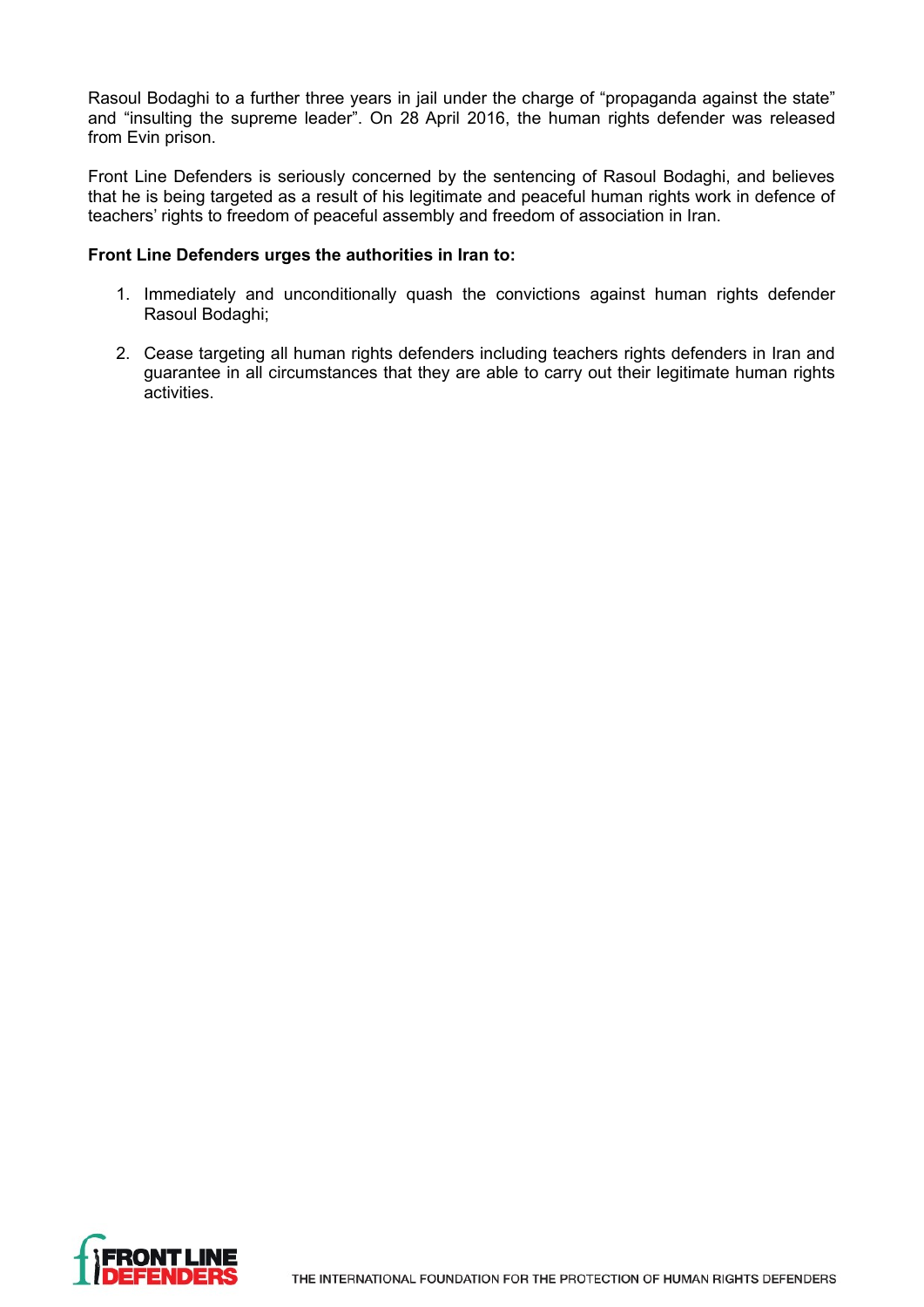Rasoul Bodaghi to a further three years in jail under the charge of “propaganda against the state” and “insulting the supreme leader”. On 28 April 2016, the human rights defender was released from Evin prison.

Front Line Defenders is seriously concerned by the sentencing of Rasoul Bodaghi, and believes that he is being targeted as a result of his legitimate and peaceful human rights work in defence of teachers’ rights to freedom of peaceful assembly and freedom of association in Iran.

**Front Line Defenders urges the authorities in Iran to:**

1. Immediately and unconditionally quash the convictions against human rights defender Rasoul Bodaghi;

2. Cease targeting all human rights defenders including teachers rights defenders in Iran and guarantee in all circumstances that they are able to carry out their legitimate human rights activities.